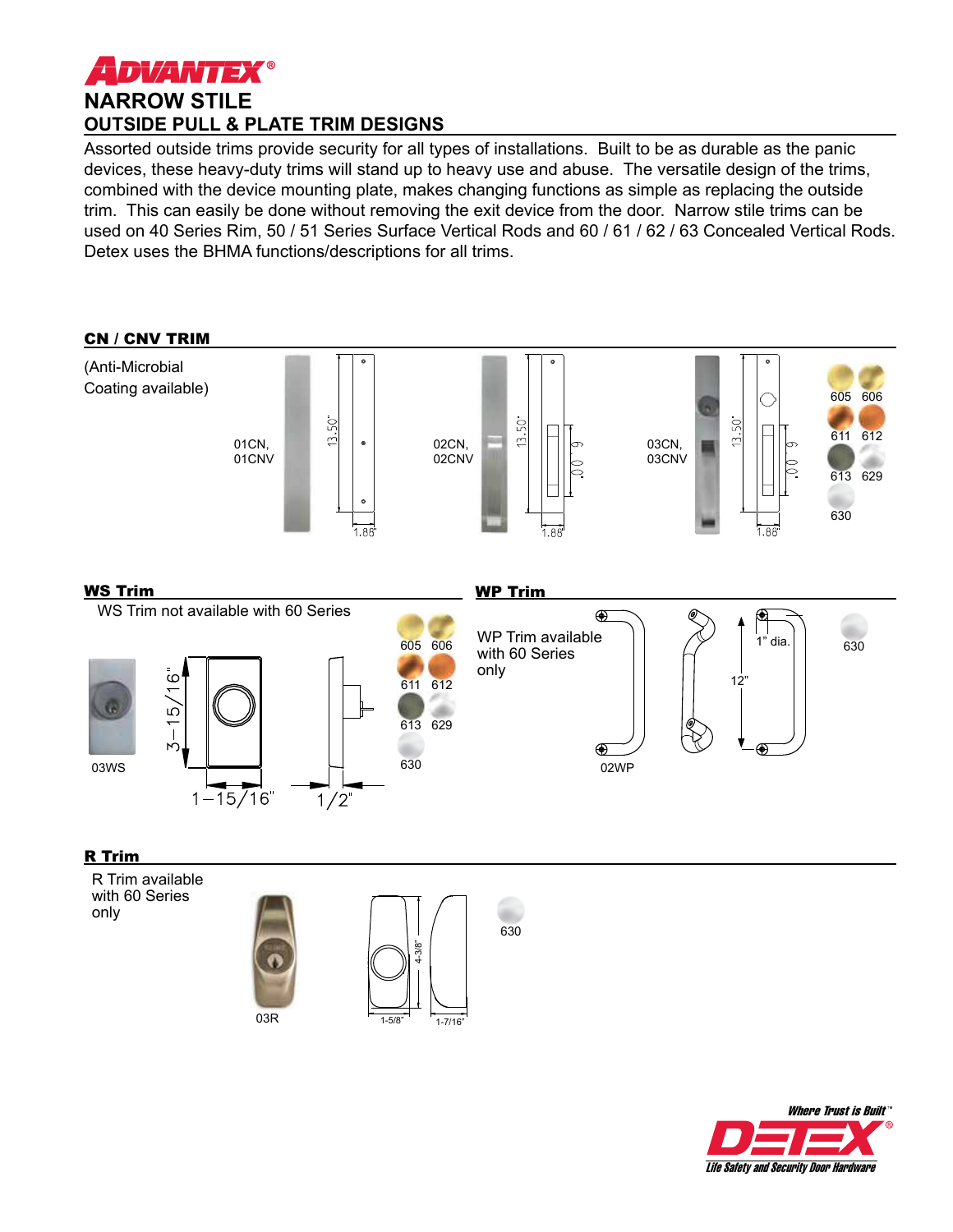# ADVANTEX®

## NARROW STILE

### OUTSIDE PULL & PLATE TRIM DESIGNS

Assorted outside trims provide security for all types of installations. Built to be as durable as the panic devices, these heavy-duty trims will stand up to heavy use and abuse. The versatile design of the trims, combined with the device mounting plate, makes changing functions as simple as replacing the outside trim. This can easily be done without removing the exit device from the door. Narrow stile trims can be used on 40 Series Rim, 50 / 51 Series Surface Vertical Rods and 60 / 61 / 62 / 63 Concealed Vertical Rods. Detex uses the BHMA functions/descriptions for all trims.

### CN / CNV TRIM

(Anti-Microbial Coating available)

01CN, 01CNV — 13.50", 1.86"

02CN, 02CNV — 13.50", 6.00", 1.86"

03CN, 03CNV — 13.50", 6.00", 1.86"

Finishes: 605, 606, 611, 612, 613, 629, 630

### WS Trim

WS Trim not available with 60 Series

03WS — 3-15/16", 1-15/16", 1/2"

Finishes: 605, 606, 611, 612, 613, 629, 630

### WP Trim

WP Trim available with 60 Series only

02WP — 1" dia., 12"

Finish: 630

### R Trim

R Trim available with 60 Series only

03R — 4-3/8", 1-5/8", 1-7/16"

Finish: 630

Where Trust is Built™

DETEX®

Life Safety and Security Door Hardware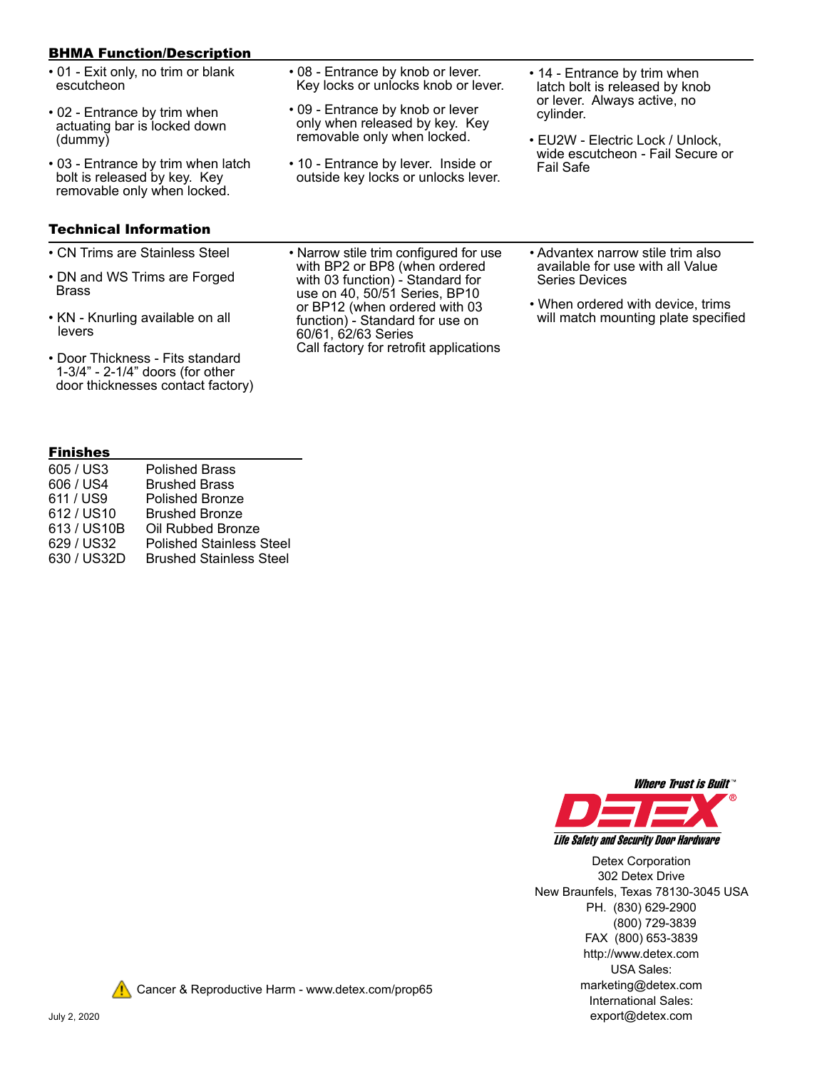## BHMA Function/Description

- 01 - Exit only, no trim or blank escutcheon
- 02 - Entrance by trim when actuating bar is locked down (dummy)
- 03 - Entrance by trim when latch bolt is released by key. Key removable only when locked.
- 08 - Entrance by knob or lever. Key locks or unlocks knob or lever.
- 09 - Entrance by knob or lever only when released by key. Key removable only when locked.
- 10 - Entrance by lever. Inside or outside key locks or unlocks lever.
- 14 - Entrance by trim when latch bolt is released by knob or lever. Always active, no cylinder.
- EU2W - Electric Lock / Unlock, wide escutcheon - Fail Secure or Fail Safe

## Technical Information

- CN Trims are Stainless Steel
- DN and WS Trims are Forged Brass
- KN - Knurling available on all levers
- Door Thickness - Fits standard 1-3/4" - 2-1/4" doors (for other door thicknesses contact factory)
- Narrow stile trim configured for use with BP2 or BP8 (when ordered with 03 function) - Standard for use on 40, 50/51 Series, BP10 or BP12 (when ordered with 03 function) - Standard for use on 60/61, 62/63 Series
  Call factory for retrofit applications
- Advantex narrow stile trim also available for use with all Value Series Devices
- When ordered with device, trims will match mounting plate specified

## Finishes

| | |
|---|---|
| 605 / US3 | Polished Brass |
| 606 / US4 | Brushed Brass |
| 611 / US9 | Polished Bronze |
| 612 / US10 | Brushed Bronze |
| 613 / US10B | Oil Rubbed Bronze |
| 629 / US32 | Polished Stainless Steel |
| 630 / US32D | Brushed Stainless Steel |

*Where Trust is Built*™

DETEX®

*Life Safety and Security Door Hardware*

Detex Corporation
302 Detex Drive
New Braunfels, Texas 78130-3045 USA
PH. (830) 629-2900
(800) 729-3839
FAX (800) 653-3839
http://www.detex.com
USA Sales:
marketing@detex.com
International Sales:
export@detex.com

⚠ Cancer & Reproductive Harm - www.detex.com/prop65

July 2, 2020